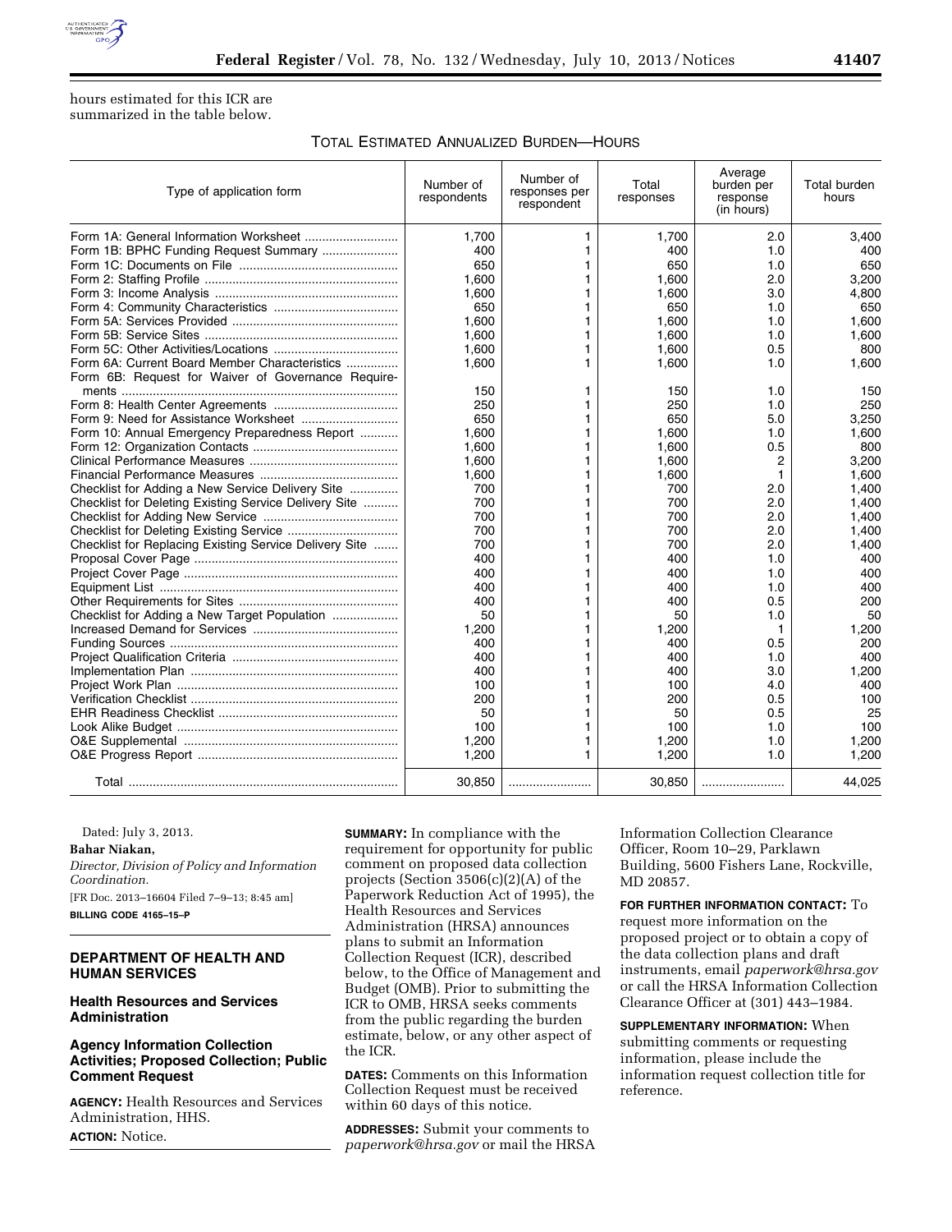hours estimated for this ICR are summarized in the table below.

TOTAL ESTIMATED ANNUALIZED BURDEN—HOURS

| Type of application form | Number of respondents | Number of responses per respondent | Total responses | Average burden per response (in hours) | Total burden hours |
|---|---|---|---|---|---|
| Form 1A: General Information Worksheet | 1,700 | 1 | 1,700 | 2.0 | 3,400 |
| Form 1B: BPHC Funding Request Summary | 400 | 1 | 400 | 1.0 | 400 |
| Form 1C: Documents on File | 650 | 1 | 650 | 1.0 | 650 |
| Form 2: Staffing Profile | 1,600 | 1 | 1,600 | 2.0 | 3,200 |
| Form 3: Income Analysis | 1,600 | 1 | 1,600 | 3.0 | 4,800 |
| Form 4: Community Characteristics | 650 | 1 | 650 | 1.0 | 650 |
| Form 5A: Services Provided | 1,600 | 1 | 1,600 | 1.0 | 1,600 |
| Form 5B: Service Sites | 1,600 | 1 | 1,600 | 1.0 | 1,600 |
| Form 5C: Other Activities/Locations | 1,600 | 1 | 1,600 | 0.5 | 800 |
| Form 6A: Current Board Member Characteristics | 1,600 | 1 | 1,600 | 1.0 | 1,600 |
| Form 6B: Request for Waiver of Governance Requirements | 150 | 1 | 150 | 1.0 | 150 |
| Form 8: Health Center Agreements | 250 | 1 | 250 | 1.0 | 250 |
| Form 9: Need for Assistance Worksheet | 650 | 1 | 650 | 5.0 | 3,250 |
| Form 10: Annual Emergency Preparedness Report | 1,600 | 1 | 1,600 | 1.0 | 1,600 |
| Form 12: Organization Contacts | 1,600 | 1 | 1,600 | 0.5 | 800 |
| Clinical Performance Measures | 1,600 | 1 | 1,600 | 2 | 3,200 |
| Financial Performance Measures | 1,600 | 1 | 1,600 | 1 | 1,600 |
| Checklist for Adding a New Service Delivery Site | 700 | 1 | 700 | 2.0 | 1,400 |
| Checklist for Deleting Existing Service Delivery Site | 700 | 1 | 700 | 2.0 | 1,400 |
| Checklist for Adding New Service | 700 | 1 | 700 | 2.0 | 1,400 |
| Checklist for Deleting Existing Service | 700 | 1 | 700 | 2.0 | 1,400 |
| Checklist for Replacing Existing Service Delivery Site | 700 | 1 | 700 | 2.0 | 1,400 |
| Proposal Cover Page | 400 | 1 | 400 | 1.0 | 400 |
| Project Cover Page | 400 | 1 | 400 | 1.0 | 400 |
| Equipment List | 400 | 1 | 400 | 1.0 | 400 |
| Other Requirements for Sites | 400 | 1 | 400 | 0.5 | 200 |
| Checklist for Adding a New Target Population | 50 | 1 | 50 | 1.0 | 50 |
| Increased Demand for Services | 1,200 | 1 | 1,200 | 1 | 1,200 |
| Funding Sources | 400 | 1 | 400 | 0.5 | 200 |
| Project Qualification Criteria | 400 | 1 | 400 | 1.0 | 400 |
| Implementation Plan | 400 | 1 | 400 | 3.0 | 1,200 |
| Project Work Plan | 100 | 1 | 100 | 4.0 | 400 |
| Verification Checklist | 200 | 1 | 200 | 0.5 | 100 |
| EHR Readiness Checklist | 50 | 1 | 50 | 0.5 | 25 |
| Look Alike Budget | 100 | 1 | 100 | 1.0 | 100 |
| O&E Supplemental | 1,200 | 1 | 1,200 | 1.0 | 1,200 |
| O&E Progress Report | 1,200 | 1 | 1,200 | 1.0 | 1,200 |
| Total | 30,850 | | 30,850 | | 44,025 |

Dated: July 3, 2013.

**Bahar Niakan,**

*Director, Division of Policy and Information Coordination.*

[FR Doc. 2013–16604 Filed 7–9–13; 8:45 am]

**BILLING CODE 4165–15–P**

## DEPARTMENT OF HEALTH AND HUMAN SERVICES

### Health Resources and Services Administration

### Agency Information Collection Activities; Proposed Collection; Public Comment Request

**AGENCY:** Health Resources and Services Administration, HHS.

**ACTION:** Notice.

**SUMMARY:** In compliance with the requirement for opportunity for public comment on proposed data collection projects (Section 3506(c)(2)(A) of the Paperwork Reduction Act of 1995), the Health Resources and Services Administration (HRSA) announces plans to submit an Information Collection Request (ICR), described below, to the Office of Management and Budget (OMB). Prior to submitting the ICR to OMB, HRSA seeks comments from the public regarding the burden estimate, below, or any other aspect of the ICR.

**DATES:** Comments on this Information Collection Request must be received within 60 days of this notice.

**ADDRESSES:** Submit your comments to *paperwork@hrsa.gov* or mail the HRSA Information Collection Clearance Officer, Room 10–29, Parklawn Building, 5600 Fishers Lane, Rockville, MD 20857.

**FOR FURTHER INFORMATION CONTACT:** To request more information on the proposed project or to obtain a copy of the data collection plans and draft instruments, email *paperwork@hrsa.gov* or call the HRSA Information Collection Clearance Officer at (301) 443–1984.

**SUPPLEMENTARY INFORMATION:** When submitting comments or requesting information, please include the information request collection title for reference.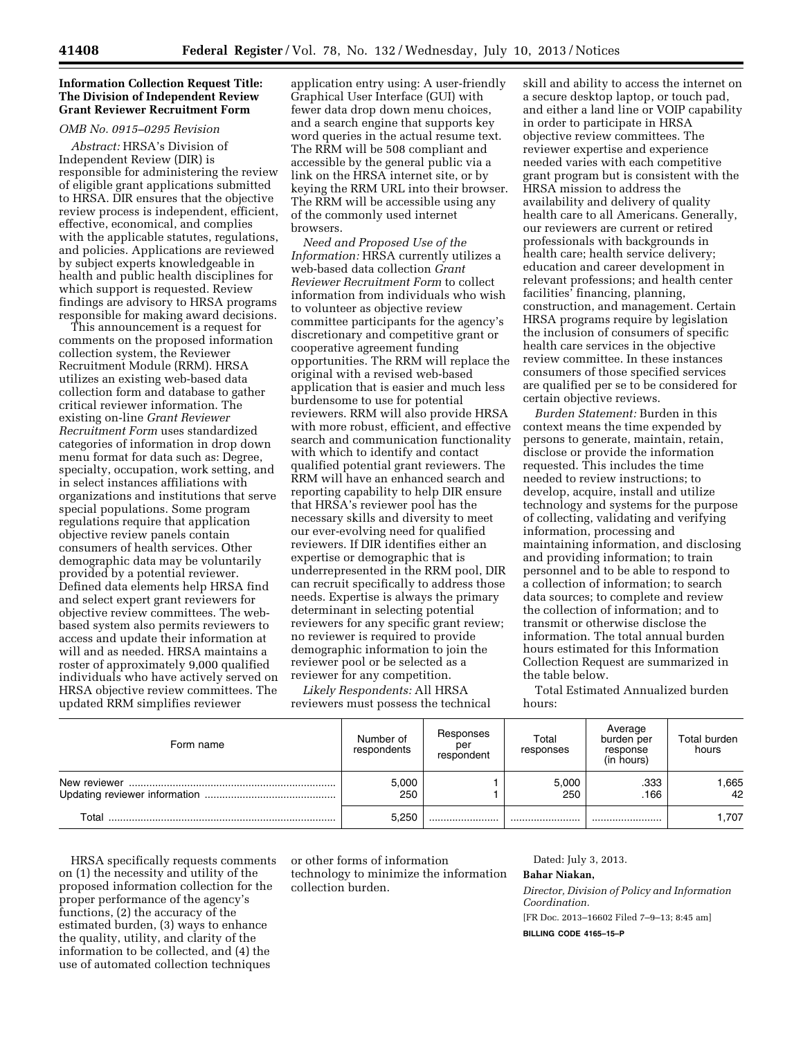**Information Collection Request Title: The Division of Independent Review Grant Reviewer Recruitment Form**

*OMB No. 0915–0295 Revision*

*Abstract:* HRSA's Division of Independent Review (DIR) is responsible for administering the review of eligible grant applications submitted to HRSA. DIR ensures that the objective review process is independent, efficient, effective, economical, and complies with the applicable statutes, regulations, and policies. Applications are reviewed by subject experts knowledgeable in health and public health disciplines for which support is requested. Review findings are advisory to HRSA programs responsible for making award decisions.

This announcement is a request for comments on the proposed information collection system, the Reviewer Recruitment Module (RRM). HRSA utilizes an existing web-based data collection form and database to gather critical reviewer information. The existing on-line *Grant Reviewer Recruitment Form* uses standardized categories of information in drop down menu format for data such as: Degree, specialty, occupation, work setting, and in select instances affiliations with organizations and institutions that serve special populations. Some program regulations require that application objective review panels contain consumers of health services. Other demographic data may be voluntarily provided by a potential reviewer. Defined data elements help HRSA find and select expert grant reviewers for objective review committees. The web-based system also permits reviewers to access and update their information at will and as needed. HRSA maintains a roster of approximately 9,000 qualified individuals who have actively served on HRSA objective review committees. The updated RRM simplifies reviewer application entry using: A user-friendly Graphical User Interface (GUI) with fewer data drop down menu choices, and a search engine that supports key word queries in the actual resume text. The RRM will be 508 compliant and accessible by the general public via a link on the HRSA internet site, or by keying the RRM URL into their browser. The RRM will be accessible using any of the commonly used internet browsers.

*Need and Proposed Use of the Information:* HRSA currently utilizes a web-based data collection *Grant Reviewer Recruitment Form* to collect information from individuals who wish to volunteer as objective review committee participants for the agency's discretionary and competitive grant or cooperative agreement funding opportunities. The RRM will replace the original with a revised web-based application that is easier and much less burdensome to use for potential reviewers. RRM will also provide HRSA with more robust, efficient, and effective search and communication functionality with which to identify and contact qualified potential grant reviewers. The RRM will have an enhanced search and reporting capability to help DIR ensure that HRSA's reviewer pool has the necessary skills and diversity to meet our ever-evolving need for qualified reviewers. If DIR identifies either an expertise or demographic that is underrepresented in the RRM pool, DIR can recruit specifically to address those needs. Expertise is always the primary determinant in selecting potential reviewers for any specific grant review; no reviewer is required to provide demographic information to join the reviewer pool or be selected as a reviewer for any competition.

*Likely Respondents:* All HRSA reviewers must possess the technical skill and ability to access the internet on a secure desktop laptop, or touch pad, and either a land line or VOIP capability in order to participate in HRSA objective review committees. The reviewer expertise and experience needed varies with each competitive grant program but is consistent with the HRSA mission to address the availability and delivery of quality health care to all Americans. Generally, our reviewers are current or retired professionals with backgrounds in health care; health service delivery; education and career development in relevant professions; and health center facilities' financing, planning, construction, and management. Certain HRSA programs require by legislation the inclusion of consumers of specific health care services in the objective review committee. In these instances consumers of those specified services are qualified per se to be considered for certain objective reviews.

*Burden Statement:* Burden in this context means the time expended by persons to generate, maintain, retain, disclose or provide the information requested. This includes the time needed to review instructions; to develop, acquire, install and utilize technology and systems for the purpose of collecting, validating and verifying information, processing and maintaining information, and disclosing and providing information; to train personnel and to be able to respond to a collection of information; to search data sources; to complete and review the collection of information; and to transmit or otherwise disclose the information. The total annual burden hours estimated for this Information Collection Request are summarized in the table below.

Total Estimated Annualized burden hours:

| Form name | Number of respondents | Responses per respondent | Total responses | Average burden per response (in hours) | Total burden hours |
|---|---|---|---|---|---|
| New reviewer | 5,000 | 1 | 5,000 | .333 | 1,665 |
| Updating reviewer information | 250 | 1 | 250 | .166 | 42 |
| Total | 5,250 | | | | 1,707 |

HRSA specifically requests comments on (1) the necessity and utility of the proposed information collection for the proper performance of the agency's functions, (2) the accuracy of the estimated burden, (3) ways to enhance the quality, utility, and clarity of the information to be collected, and (4) the use of automated collection techniques or other forms of information technology to minimize the information collection burden.

Dated: July 3, 2013.

**Bahar Niakan,**

*Director, Division of Policy and Information Coordination.*

[FR Doc. 2013–16602 Filed 7–9–13; 8:45 am]

**BILLING CODE 4165–15–P**